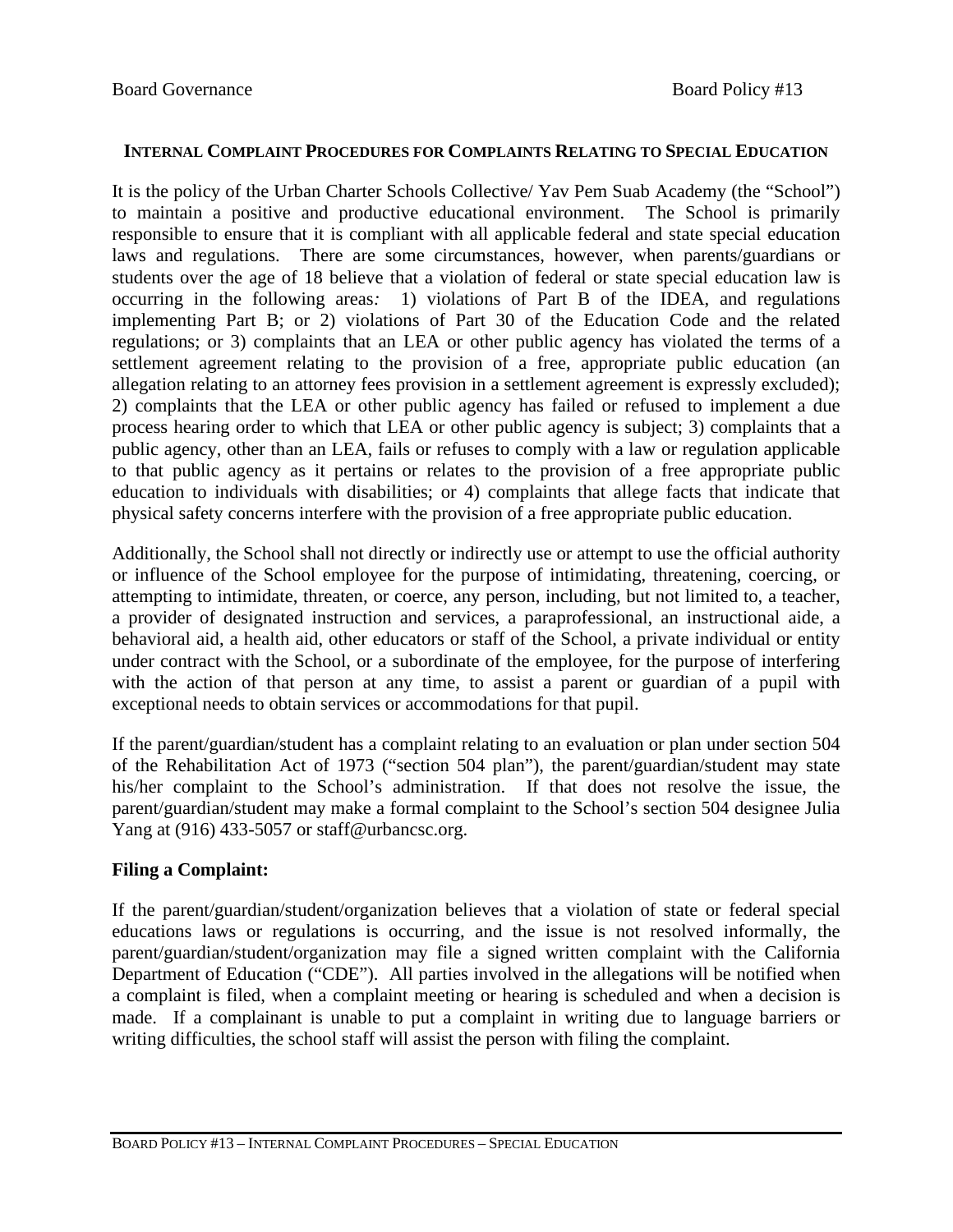Board Governance Board Policy #13

# INTERNAL COMPLAINT PROCEDURES FOR COMPLAINTS RELATING TO SPECIAL EDUCATION

It is the policy of the Urban Charter Schools Collective/ Yav Pem Suab Academy (the "School") to maintain a positive and productive educational environment. The School is primarily responsible to ensure that it is compliant with all applicable federal and state special education laws and regulations. There are some circumstances, however, when parents/guardians or students over the age of 18 believe that a violation of federal or state special education law is occurring in the following areas*:* 1) violations of Part B of the IDEA, and regulations implementing Part B; or 2) violations of Part 30 of the Education Code and the related regulations; or 3) complaints that an LEA or other public agency has violated the terms of a settlement agreement relating to the provision of a free, appropriate public education (an allegation relating to an attorney fees provision in a settlement agreement is expressly excluded); 2) complaints that the LEA or other public agency has failed or refused to implement a due process hearing order to which that LEA or other public agency is subject; 3) complaints that a public agency, other than an LEA, fails or refuses to comply with a law or regulation applicable to that public agency as it pertains or relates to the provision of a free appropriate public education to individuals with disabilities; or 4) complaints that allege facts that indicate that physical safety concerns interfere with the provision of a free appropriate public education.

Additionally, the School shall not directly or indirectly use or attempt to use the official authority or influence of the School employee for the purpose of intimidating, threatening, coercing, or attempting to intimidate, threaten, or coerce, any person, including, but not limited to, a teacher, a provider of designated instruction and services, a paraprofessional, an instructional aide, a behavioral aid, a health aid, other educators or staff of the School, a private individual or entity under contract with the School, or a subordinate of the employee, for the purpose of interfering with the action of that person at any time, to assist a parent or guardian of a pupil with exceptional needs to obtain services or accommodations for that pupil.

If the parent/guardian/student has a complaint relating to an evaluation or plan under section 504 of the Rehabilitation Act of 1973 ("section 504 plan"), the parent/guardian/student may state his/her complaint to the School's administration. If that does not resolve the issue, the parent/guardian/student may make a formal complaint to the School's section 504 designee Julia Yang at (916) 433-5057 or staff@urbancsc.org.

**Filing a Complaint:**

If the parent/guardian/student/organization believes that a violation of state or federal special educations laws or regulations is occurring, and the issue is not resolved informally, the parent/guardian/student/organization may file a signed written complaint with the California Department of Education ("CDE"). All parties involved in the allegations will be notified when a complaint is filed, when a complaint meeting or hearing is scheduled and when a decision is made. If a complainant is unable to put a complaint in writing due to language barriers or writing difficulties, the school staff will assist the person with filing the complaint.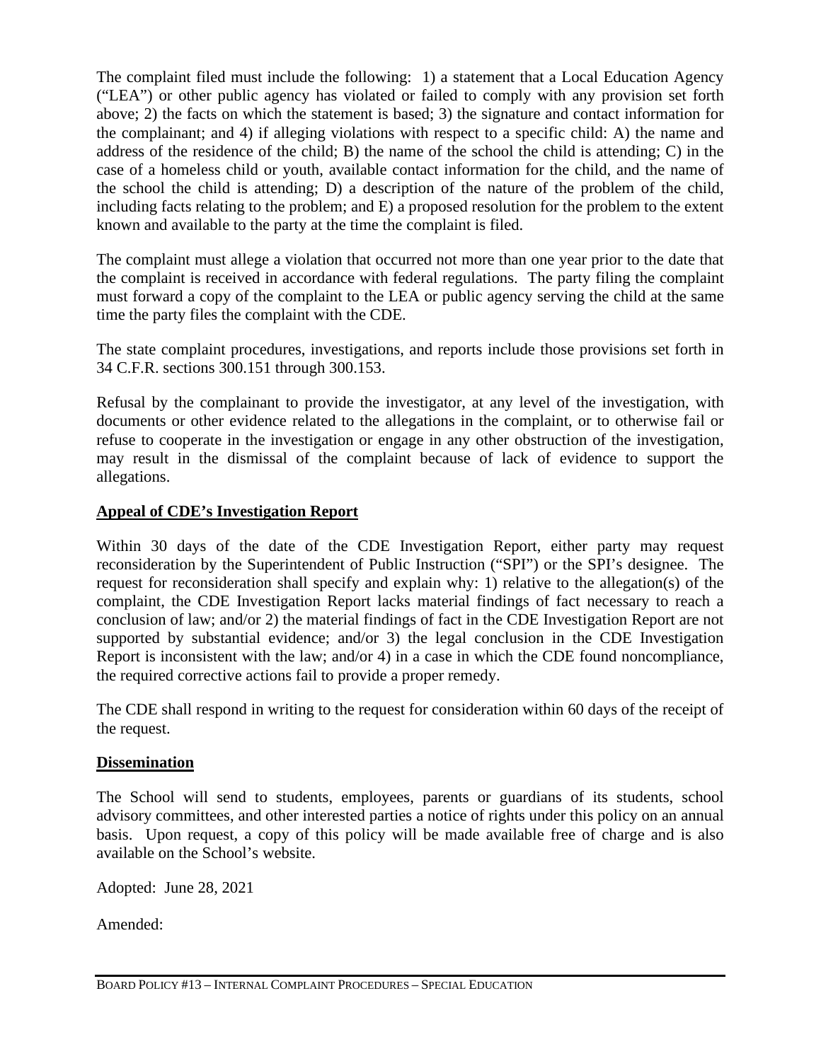The complaint filed must include the following: 1) a statement that a Local Education Agency ("LEA") or other public agency has violated or failed to comply with any provision set forth above; 2) the facts on which the statement is based; 3) the signature and contact information for the complainant; and 4) if alleging violations with respect to a specific child: A) the name and address of the residence of the child; B) the name of the school the child is attending; C) in the case of a homeless child or youth, available contact information for the child, and the name of the school the child is attending; D) a description of the nature of the problem of the child, including facts relating to the problem; and E) a proposed resolution for the problem to the extent known and available to the party at the time the complaint is filed.

The complaint must allege a violation that occurred not more than one year prior to the date that the complaint is received in accordance with federal regulations. The party filing the complaint must forward a copy of the complaint to the LEA or public agency serving the child at the same time the party files the complaint with the CDE.

The state complaint procedures, investigations, and reports include those provisions set forth in 34 C.F.R. sections 300.151 through 300.153.

Refusal by the complainant to provide the investigator, at any level of the investigation, with documents or other evidence related to the allegations in the complaint, or to otherwise fail or refuse to cooperate in the investigation or engage in any other obstruction of the investigation, may result in the dismissal of the complaint because of lack of evidence to support the allegations.

**Appeal of CDE's Investigation Report**

Within 30 days of the date of the CDE Investigation Report, either party may request reconsideration by the Superintendent of Public Instruction ("SPI") or the SPI's designee. The request for reconsideration shall specify and explain why: 1) relative to the allegation(s) of the complaint, the CDE Investigation Report lacks material findings of fact necessary to reach a conclusion of law; and/or 2) the material findings of fact in the CDE Investigation Report are not supported by substantial evidence; and/or 3) the legal conclusion in the CDE Investigation Report is inconsistent with the law; and/or 4) in a case in which the CDE found noncompliance, the required corrective actions fail to provide a proper remedy.

The CDE shall respond in writing to the request for consideration within 60 days of the receipt of the request.

**Dissemination**

The School will send to students, employees, parents or guardians of its students, school advisory committees, and other interested parties a notice of rights under this policy on an annual basis. Upon request, a copy of this policy will be made available free of charge and is also available on the School's website.

Adopted: June 28, 2021

Amended: